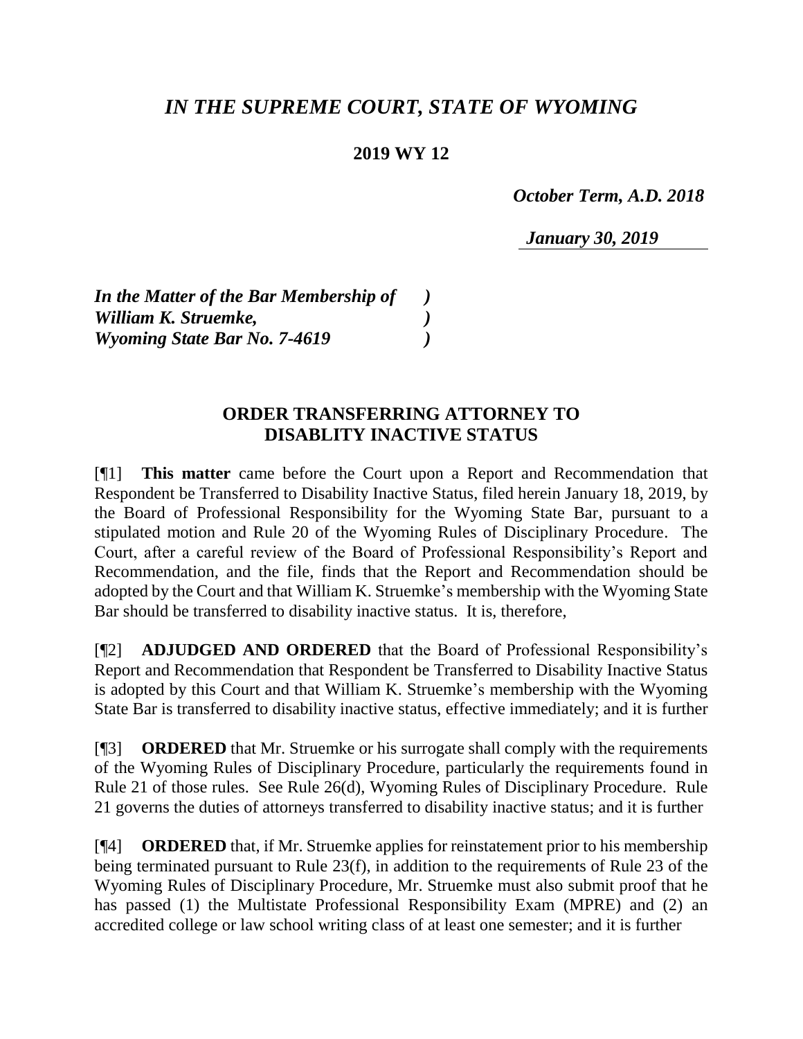# *IN THE SUPREME COURT, STATE OF WYOMING*

**2019 WY 12**

*October Term, A.D. 2018*

*January 30, 2019*

*In the Matter of the Bar Membership of )*
*William K. Struemke, )*
*Wyoming State Bar No. 7-4619 )*

## ORDER TRANSFERRING ATTORNEY TO DISABLITY INACTIVE STATUS

[¶1] **This matter** came before the Court upon a Report and Recommendation that Respondent be Transferred to Disability Inactive Status, filed herein January 18, 2019, by the Board of Professional Responsibility for the Wyoming State Bar, pursuant to a stipulated motion and Rule 20 of the Wyoming Rules of Disciplinary Procedure. The Court, after a careful review of the Board of Professional Responsibility's Report and Recommendation, and the file, finds that the Report and Recommendation should be adopted by the Court and that William K. Struemke's membership with the Wyoming State Bar should be transferred to disability inactive status. It is, therefore,

[¶2] **ADJUDGED AND ORDERED** that the Board of Professional Responsibility's Report and Recommendation that Respondent be Transferred to Disability Inactive Status is adopted by this Court and that William K. Struemke's membership with the Wyoming State Bar is transferred to disability inactive status, effective immediately; and it is further

[¶3] **ORDERED** that Mr. Struemke or his surrogate shall comply with the requirements of the Wyoming Rules of Disciplinary Procedure, particularly the requirements found in Rule 21 of those rules. See Rule 26(d), Wyoming Rules of Disciplinary Procedure. Rule 21 governs the duties of attorneys transferred to disability inactive status; and it is further

[¶4] **ORDERED** that, if Mr. Struemke applies for reinstatement prior to his membership being terminated pursuant to Rule 23(f), in addition to the requirements of Rule 23 of the Wyoming Rules of Disciplinary Procedure, Mr. Struemke must also submit proof that he has passed (1) the Multistate Professional Responsibility Exam (MPRE) and (2) an accredited college or law school writing class of at least one semester; and it is further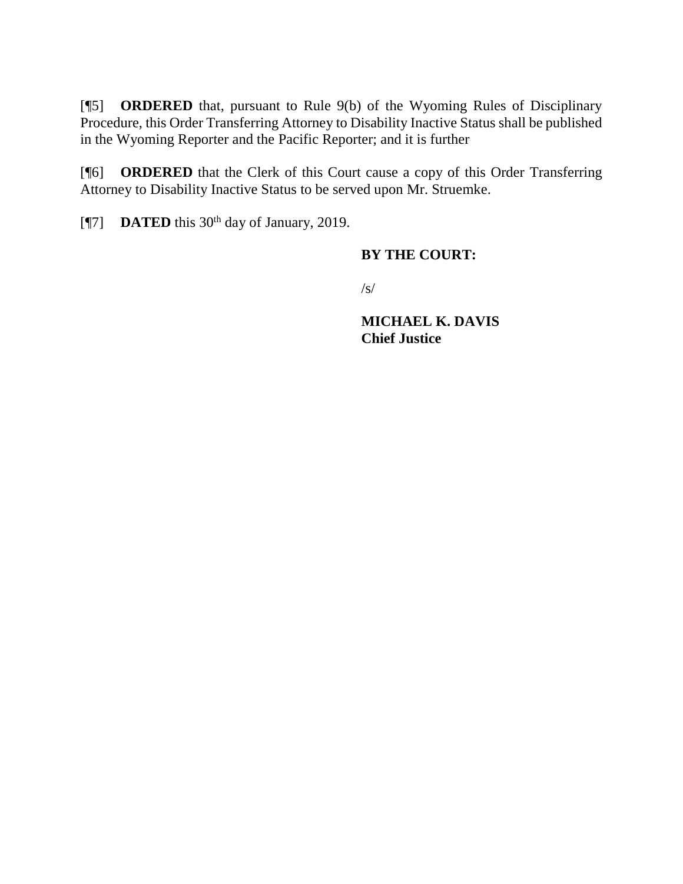[¶5] **ORDERED** that, pursuant to Rule 9(b) of the Wyoming Rules of Disciplinary Procedure, this Order Transferring Attorney to Disability Inactive Status shall be published in the Wyoming Reporter and the Pacific Reporter; and it is further

[¶6] **ORDERED** that the Clerk of this Court cause a copy of this Order Transferring Attorney to Disability Inactive Status to be served upon Mr. Struemke.

[¶7] **DATED** this 30th day of January, 2019.

**BY THE COURT:**

/s/

**MICHAEL K. DAVIS**
**Chief Justice**